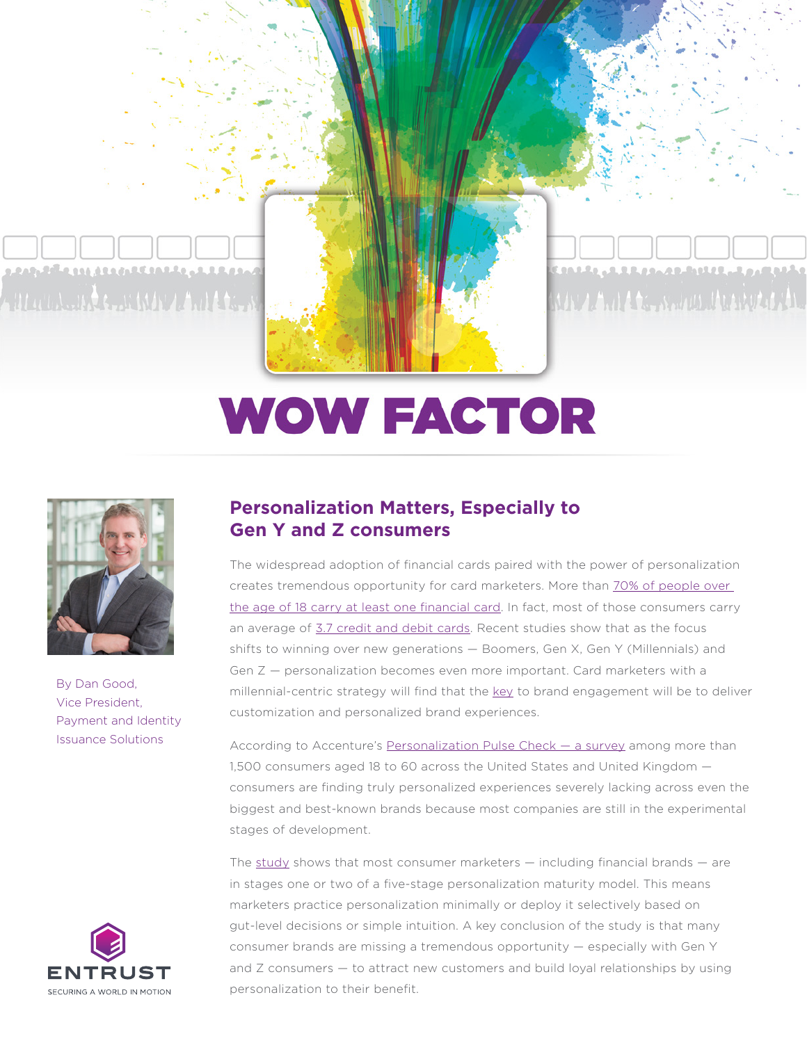# WOW FACTOR

By Dan Good,
Vice President,
Payment and Identity
Issuance Solutions

## Personalization Matters, Especially to Gen Y and Z consumers

The widespread adoption of financial cards paired with the power of personalization creates tremendous opportunity for card marketers. More than 70% of people over the age of 18 carry at least one financial card. In fact, most of those consumers carry an average of 3.7 credit and debit cards. Recent studies show that as the focus shifts to winning over new generations — Boomers, Gen X, Gen Y (Millennials) and Gen Z — personalization becomes even more important. Card marketers with a millennial-centric strategy will find that the key to brand engagement will be to deliver customization and personalized brand experiences.

According to Accenture's Personalization Pulse Check — a survey among more than 1,500 consumers aged 18 to 60 across the United States and United Kingdom — consumers are finding truly personalized experiences severely lacking across even the biggest and best-known brands because most companies are still in the experimental stages of development.

The study shows that most consumer marketers — including financial brands — are in stages one or two of a five-stage personalization maturity model. This means marketers practice personalization minimally or deploy it selectively based on gut-level decisions or simple intuition. A key conclusion of the study is that many consumer brands are missing a tremendous opportunity — especially with Gen Y and Z consumers — to attract new customers and build loyal relationships by using personalization to their benefit.

ENTRUST
SECURING A WORLD IN MOTION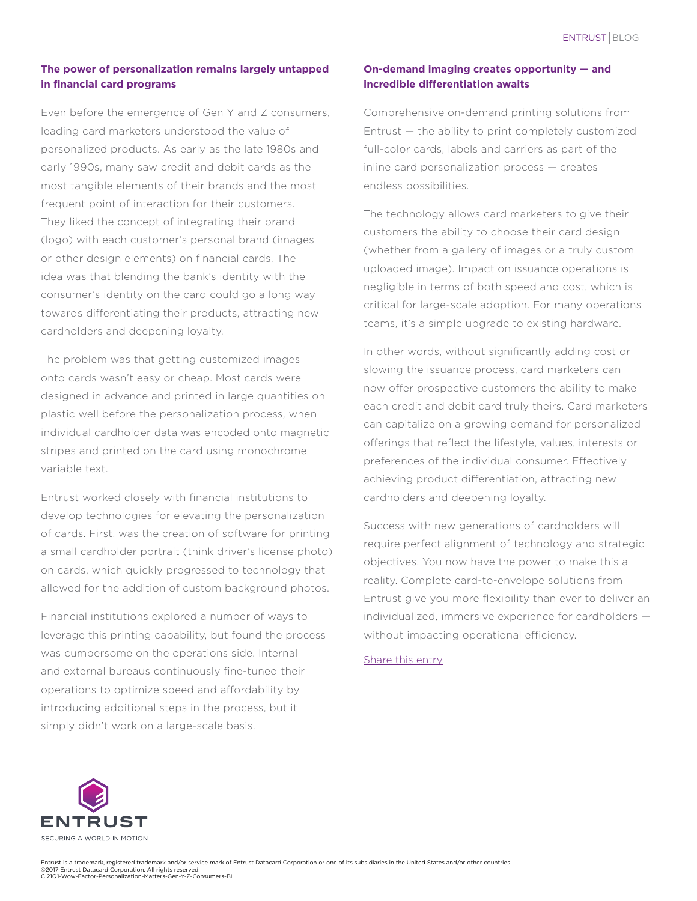### The power of personalization remains largely untapped in financial card programs

Even before the emergence of Gen Y and Z consumers, leading card marketers understood the value of personalized products. As early as the late 1980s and early 1990s, many saw credit and debit cards as the most tangible elements of their brands and the most frequent point of interaction for their customers. They liked the concept of integrating their brand (logo) with each customer's personal brand (images or other design elements) on financial cards. The idea was that blending the bank's identity with the consumer's identity on the card could go a long way towards differentiating their products, attracting new cardholders and deepening loyalty.

The problem was that getting customized images onto cards wasn't easy or cheap. Most cards were designed in advance and printed in large quantities on plastic well before the personalization process, when individual cardholder data was encoded onto magnetic stripes and printed on the card using monochrome variable text.

Entrust worked closely with financial institutions to develop technologies for elevating the personalization of cards. First, was the creation of software for printing a small cardholder portrait (think driver's license photo) on cards, which quickly progressed to technology that allowed for the addition of custom background photos.

Financial institutions explored a number of ways to leverage this printing capability, but found the process was cumbersome on the operations side. Internal and external bureaus continuously fine-tuned their operations to optimize speed and affordability by introducing additional steps in the process, but it simply didn't work on a large-scale basis.

### On-demand imaging creates opportunity — and incredible differentiation awaits

Comprehensive on-demand printing solutions from Entrust — the ability to print completely customized full-color cards, labels and carriers as part of the inline card personalization process — creates endless possibilities.

The technology allows card marketers to give their customers the ability to choose their card design (whether from a gallery of images or a truly custom uploaded image). Impact on issuance operations is negligible in terms of both speed and cost, which is critical for large-scale adoption. For many operations teams, it's a simple upgrade to existing hardware.

In other words, without significantly adding cost or slowing the issuance process, card marketers can now offer prospective customers the ability to make each credit and debit card truly theirs. Card marketers can capitalize on a growing demand for personalized offerings that reflect the lifestyle, values, interests or preferences of the individual consumer. Effectively achieving product differentiation, attracting new cardholders and deepening loyalty.

Success with new generations of cardholders will require perfect alignment of technology and strategic objectives. You now have the power to make this a reality. Complete card-to-envelope solutions from Entrust give you more flexibility than ever to deliver an individualized, immersive experience for cardholders — without impacting operational efficiency.

Share this entry

ENTRUST

SECURING A WORLD IN MOTION

Entrust is a trademark, registered trademark and/or service mark of Entrust Datacard Corporation or one of its subsidiaries in the United States and/or other countries.
©2017 Entrust Datacard Corporation. All rights reserved.
CI21Q1-Wow-Factor-Personalization-Matters-Gen-Y-Z-Consumers-BL